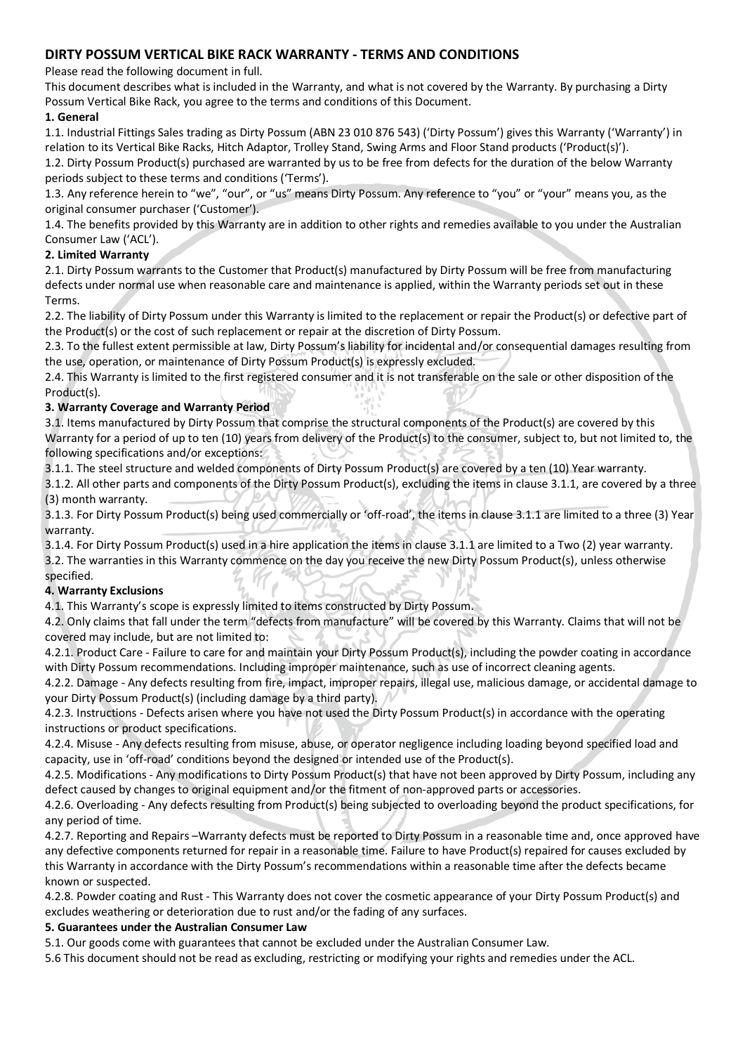# DIRTY POSSUM VERTICAL BIKE RACK WARRANTY - TERMS AND CONDITIONS

Please read the following document in full.

This document describes what is included in the Warranty, and what is not covered by the Warranty. By purchasing a Dirty Possum Vertical Bike Rack, you agree to the terms and conditions of this Document.

**1. General**

1.1. Industrial Fittings Sales trading as Dirty Possum (ABN 23 010 876 543) ('Dirty Possum') gives this Warranty ('Warranty') in relation to its Vertical Bike Racks, Hitch Adaptor, Trolley Stand, Swing Arms and Floor Stand products ('Product(s)').

1.2. Dirty Possum Product(s) purchased are warranted by us to be free from defects for the duration of the below Warranty periods subject to these terms and conditions ('Terms').

1.3. Any reference herein to "we", "our", or "us" means Dirty Possum. Any reference to "you" or "your" means you, as the original consumer purchaser ('Customer').

1.4. The benefits provided by this Warranty are in addition to other rights and remedies available to you under the Australian Consumer Law ('ACL').

**2. Limited Warranty**

2.1. Dirty Possum warrants to the Customer that Product(s) manufactured by Dirty Possum will be free from manufacturing defects under normal use when reasonable care and maintenance is applied, within the Warranty periods set out in these Terms.

2.2. The liability of Dirty Possum under this Warranty is limited to the replacement or repair the Product(s) or defective part of the Product(s) or the cost of such replacement or repair at the discretion of Dirty Possum.

2.3. To the fullest extent permissible at law, Dirty Possum's liability for incidental and/or consequential damages resulting from the use, operation, or maintenance of Dirty Possum Product(s) is expressly excluded.

2.4. This Warranty is limited to the first registered consumer and it is not transferable on the sale or other disposition of the Product(s).

**3. Warranty Coverage and Warranty Period**

3.1. Items manufactured by Dirty Possum that comprise the structural components of the Product(s) are covered by this Warranty for a period of up to ten (10) years from delivery of the Product(s) to the consumer, subject to, but not limited to, the following specifications and/or exceptions:

3.1.1. The steel structure and welded components of Dirty Possum Product(s) are covered by a ten (10) Year warranty.

3.1.2. All other parts and components of the Dirty Possum Product(s), excluding the items in clause 3.1.1, are covered by a three (3) month warranty.

3.1.3. For Dirty Possum Product(s) being used commercially or 'off-road', the items in clause 3.1.1 are limited to a three (3) Year warranty.

3.1.4. For Dirty Possum Product(s) used in a hire application the items in clause 3.1.1 are limited to a Two (2) year warranty.

3.2. The warranties in this Warranty commence on the day you receive the new Dirty Possum Product(s), unless otherwise specified.

**4. Warranty Exclusions**

4.1. This Warranty's scope is expressly limited to items constructed by Dirty Possum.

4.2. Only claims that fall under the term "defects from manufacture" will be covered by this Warranty. Claims that will not be covered may include, but are not limited to:

4.2.1. Product Care - Failure to care for and maintain your Dirty Possum Product(s), including the powder coating in accordance with Dirty Possum recommendations. Including improper maintenance, such as use of incorrect cleaning agents.

4.2.2. Damage - Any defects resulting from fire, impact, improper repairs, illegal use, malicious damage, or accidental damage to your Dirty Possum Product(s) (including damage by a third party).

4.2.3. Instructions - Defects arisen where you have not used the Dirty Possum Product(s) in accordance with the operating instructions or product specifications.

4.2.4. Misuse - Any defects resulting from misuse, abuse, or operator negligence including loading beyond specified load and capacity, use in 'off-road' conditions beyond the designed or intended use of the Product(s).

4.2.5. Modifications - Any modifications to Dirty Possum Product(s) that have not been approved by Dirty Possum, including any defect caused by changes to original equipment and/or the fitment of non-approved parts or accessories.

4.2.6. Overloading - Any defects resulting from Product(s) being subjected to overloading beyond the product specifications, for any period of time.

4.2.7. Reporting and Repairs –Warranty defects must be reported to Dirty Possum in a reasonable time and, once approved have any defective components returned for repair in a reasonable time. Failure to have Product(s) repaired for causes excluded by this Warranty in accordance with the Dirty Possum's recommendations within a reasonable time after the defects became known or suspected.

4.2.8. Powder coating and Rust - This Warranty does not cover the cosmetic appearance of your Dirty Possum Product(s) and excludes weathering or deterioration due to rust and/or the fading of any surfaces.

**5. Guarantees under the Australian Consumer Law**

5.1. Our goods come with guarantees that cannot be excluded under the Australian Consumer Law.

5.6 This document should not be read as excluding, restricting or modifying your rights and remedies under the ACL.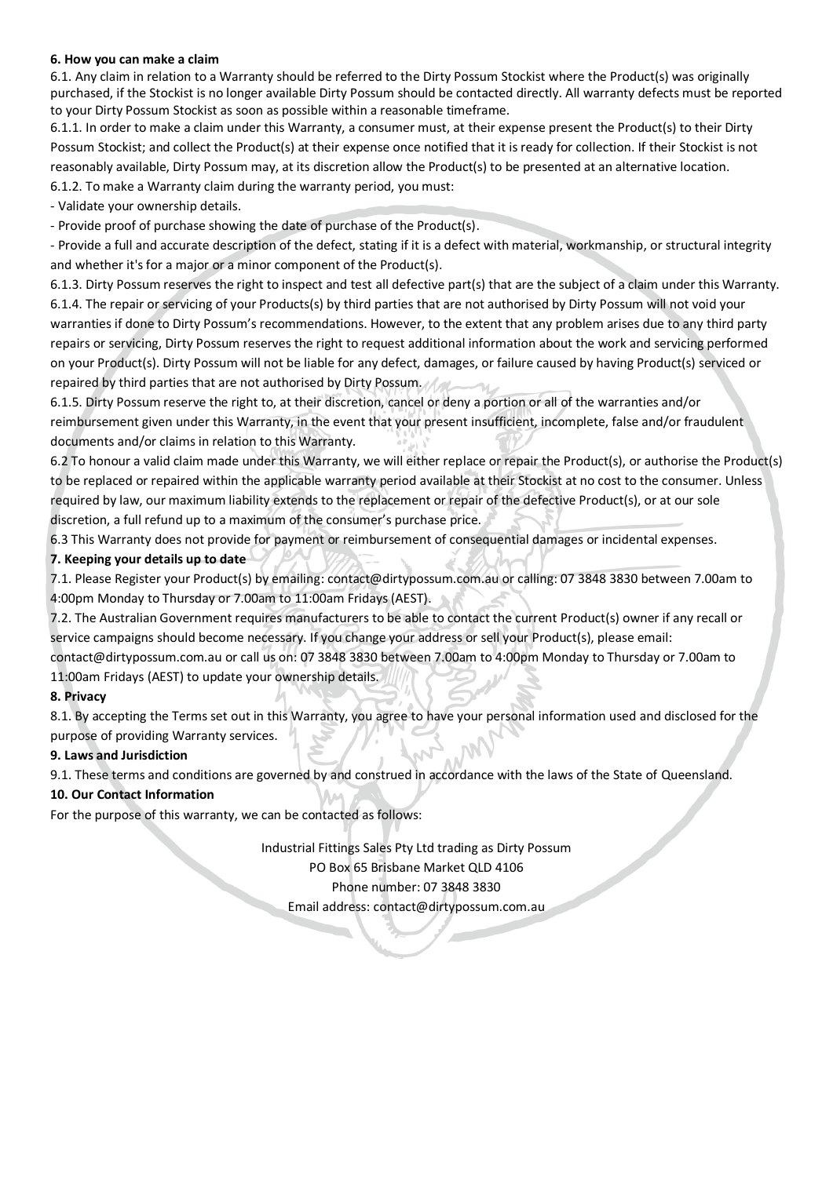**6. How you can make a claim**

6.1. Any claim in relation to a Warranty should be referred to the Dirty Possum Stockist where the Product(s) was originally purchased, if the Stockist is no longer available Dirty Possum should be contacted directly. All warranty defects must be reported to your Dirty Possum Stockist as soon as possible within a reasonable timeframe.

6.1.1. In order to make a claim under this Warranty, a consumer must, at their expense present the Product(s) to their Dirty Possum Stockist; and collect the Product(s) at their expense once notified that it is ready for collection. If their Stockist is not reasonably available, Dirty Possum may, at its discretion allow the Product(s) to be presented at an alternative location.

6.1.2. To make a Warranty claim during the warranty period, you must:

- Validate your ownership details.
- Provide proof of purchase showing the date of purchase of the Product(s).
- Provide a full and accurate description of the defect, stating if it is a defect with material, workmanship, or structural integrity and whether it's for a major or a minor component of the Product(s).

6.1.3. Dirty Possum reserves the right to inspect and test all defective part(s) that are the subject of a claim under this Warranty.

6.1.4. The repair or servicing of your Products(s) by third parties that are not authorised by Dirty Possum will not void your warranties if done to Dirty Possum's recommendations. However, to the extent that any problem arises due to any third party repairs or servicing, Dirty Possum reserves the right to request additional information about the work and servicing performed on your Product(s). Dirty Possum will not be liable for any defect, damages, or failure caused by having Product(s) serviced or repaired by third parties that are not authorised by Dirty Possum.

6.1.5. Dirty Possum reserve the right to, at their discretion, cancel or deny a portion or all of the warranties and/or reimbursement given under this Warranty, in the event that your present insufficient, incomplete, false and/or fraudulent documents and/or claims in relation to this Warranty.

6.2 To honour a valid claim made under this Warranty, we will either replace or repair the Product(s), or authorise the Product(s) to be replaced or repaired within the applicable warranty period available at their Stockist at no cost to the consumer. Unless required by law, our maximum liability extends to the replacement or repair of the defective Product(s), or at our sole discretion, a full refund up to a maximum of the consumer's purchase price.

6.3 This Warranty does not provide for payment or reimbursement of consequential damages or incidental expenses.

**7. Keeping your details up to date**

7.1. Please Register your Product(s) by emailing: contact@dirtypossum.com.au or calling: 07 3848 3830 between 7.00am to 4:00pm Monday to Thursday or 7.00am to 11:00am Fridays (AEST).

7.2. The Australian Government requires manufacturers to be able to contact the current Product(s) owner if any recall or service campaigns should become necessary. If you change your address or sell your Product(s), please email: contact@dirtypossum.com.au or call us on: 07 3848 3830 between 7.00am to 4:00pm Monday to Thursday or 7.00am to 11:00am Fridays (AEST) to update your ownership details.

**8. Privacy**

8.1. By accepting the Terms set out in this Warranty, you agree to have your personal information used and disclosed for the purpose of providing Warranty services.

**9. Laws and Jurisdiction**

9.1. These terms and conditions are governed by and construed in accordance with the laws of the State of Queensland.

**10. Our Contact Information**

For the purpose of this warranty, we can be contacted as follows:

Industrial Fittings Sales Pty Ltd trading as Dirty Possum
PO Box 65 Brisbane Market QLD 4106
Phone number: 07 3848 3830
Email address: contact@dirtypossum.com.au